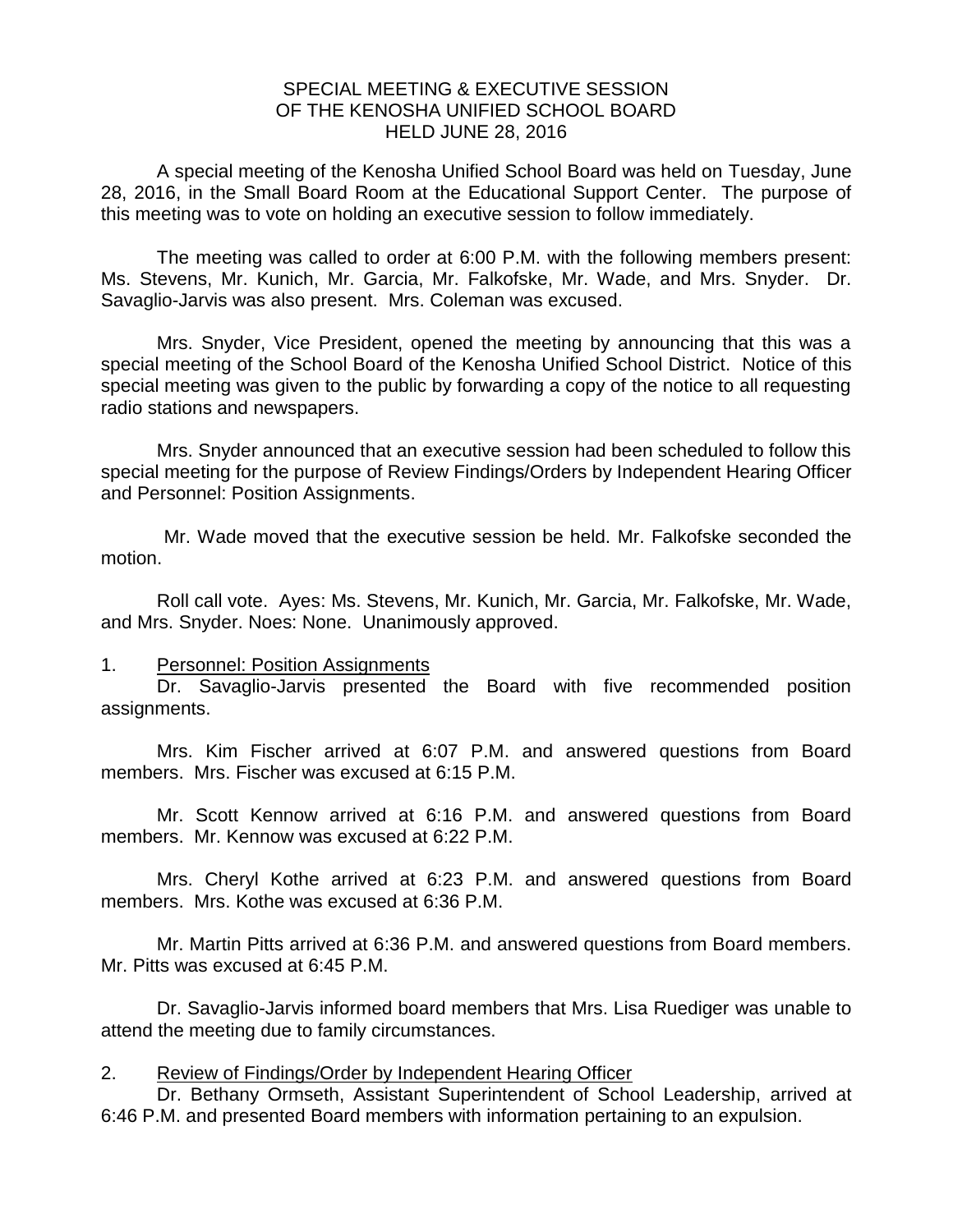# SPECIAL MEETING & EXECUTIVE SESSION OF THE KENOSHA UNIFIED SCHOOL BOARD HELD JUNE 28, 2016

A special meeting of the Kenosha Unified School Board was held on Tuesday, June 28, 2016, in the Small Board Room at the Educational Support Center. The purpose of this meeting was to vote on holding an executive session to follow immediately.

The meeting was called to order at 6:00 P.M. with the following members present: Ms. Stevens, Mr. Kunich, Mr. Garcia, Mr. Falkofske, Mr. Wade, and Mrs. Snyder. Dr. Savaglio-Jarvis was also present. Mrs. Coleman was excused.

Mrs. Snyder, Vice President, opened the meeting by announcing that this was a special meeting of the School Board of the Kenosha Unified School District. Notice of this special meeting was given to the public by forwarding a copy of the notice to all requesting radio stations and newspapers.

Mrs. Snyder announced that an executive session had been scheduled to follow this special meeting for the purpose of Review Findings/Orders by Independent Hearing Officer and Personnel: Position Assignments.

Mr. Wade moved that the executive session be held. Mr. Falkofske seconded the motion.

Roll call vote. Ayes: Ms. Stevens, Mr. Kunich, Mr. Garcia, Mr. Falkofske, Mr. Wade, and Mrs. Snyder. Noes: None. Unanimously approved.

1. <u>Personnel: Position Assignments</u>

Dr. Savaglio-Jarvis presented the Board with five recommended position assignments.

Mrs. Kim Fischer arrived at 6:07 P.M. and answered questions from Board members. Mrs. Fischer was excused at 6:15 P.M.

Mr. Scott Kennow arrived at 6:16 P.M. and answered questions from Board members. Mr. Kennow was excused at 6:22 P.M.

Mrs. Cheryl Kothe arrived at 6:23 P.M. and answered questions from Board members. Mrs. Kothe was excused at 6:36 P.M.

Mr. Martin Pitts arrived at 6:36 P.M. and answered questions from Board members. Mr. Pitts was excused at 6:45 P.M.

Dr. Savaglio-Jarvis informed board members that Mrs. Lisa Ruediger was unable to attend the meeting due to family circumstances.

2. <u>Review of Findings/Order by Independent Hearing Officer</u>

Dr. Bethany Ormseth, Assistant Superintendent of School Leadership, arrived at 6:46 P.M. and presented Board members with information pertaining to an expulsion.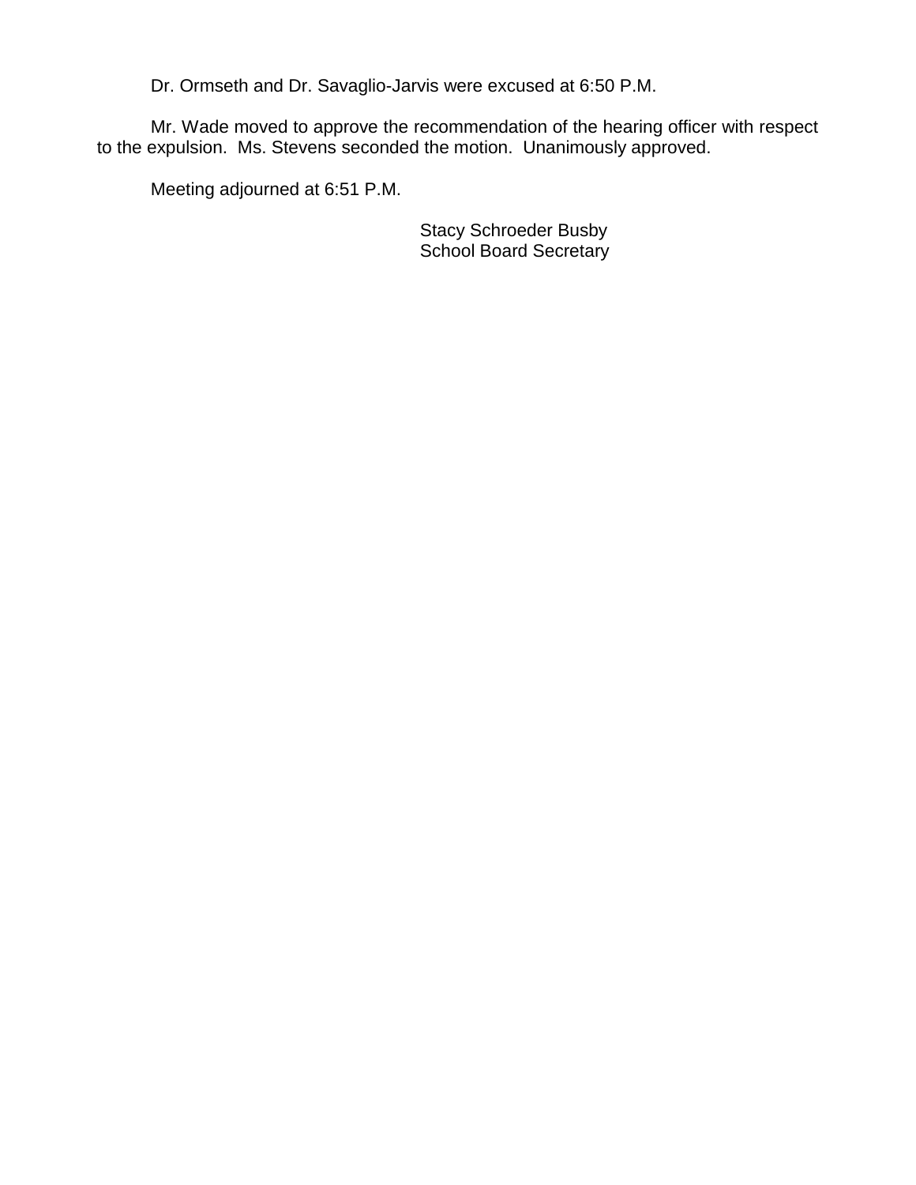Dr. Ormseth and Dr. Savaglio-Jarvis were excused at 6:50 P.M.

Mr. Wade moved to approve the recommendation of the hearing officer with respect to the expulsion. Ms. Stevens seconded the motion. Unanimously approved.

Meeting adjourned at 6:51 P.M.

Stacy Schroeder Busby  
School Board Secretary